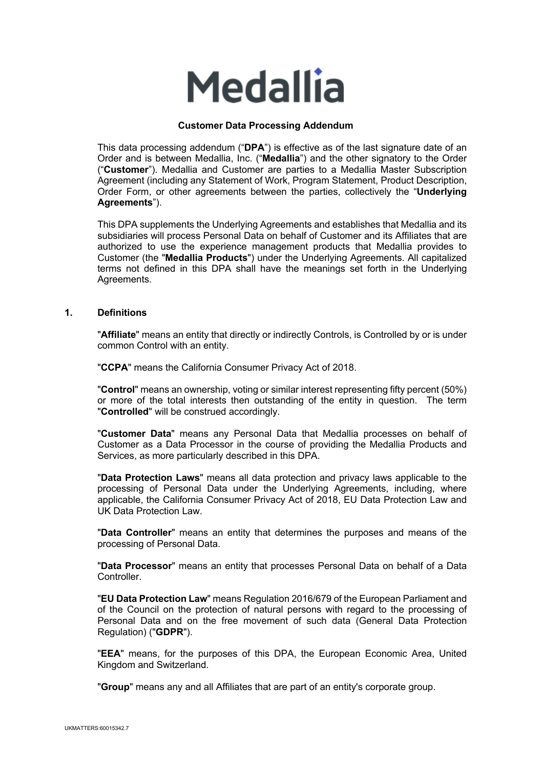# Medallia

## Customer Data Processing Addendum

This data processing addendum ("**DPA**") is effective as of the last signature date of an Order and is between Medallia, Inc. ("**Medallia**") and the other signatory to the Order ("**Customer**"). Medallia and Customer are parties to a Medallia Master Subscription Agreement (including any Statement of Work, Program Statement, Product Description, Order Form, or other agreements between the parties, collectively the "**Underlying Agreements**").

This DPA supplements the Underlying Agreements and establishes that Medallia and its subsidiaries will process Personal Data on behalf of Customer and its Affiliates that are authorized to use the experience management products that Medallia provides to Customer (the "**Medallia Products**") under the Underlying Agreements. All capitalized terms not defined in this DPA shall have the meanings set forth in the Underlying Agreements.

### 1. Definitions

"**Affiliate**" means an entity that directly or indirectly Controls, is Controlled by or is under common Control with an entity.

"**CCPA**" means the California Consumer Privacy Act of 2018.

"**Control**" means an ownership, voting or similar interest representing fifty percent (50%) or more of the total interests then outstanding of the entity in question. The term "**Controlled**" will be construed accordingly.

"**Customer Data**" means any Personal Data that Medallia processes on behalf of Customer as a Data Processor in the course of providing the Medallia Products and Services, as more particularly described in this DPA.

"**Data Protection Laws**" means all data protection and privacy laws applicable to the processing of Personal Data under the Underlying Agreements, including, where applicable, the California Consumer Privacy Act of 2018, EU Data Protection Law and UK Data Protection Law.

"**Data Controller**" means an entity that determines the purposes and means of the processing of Personal Data.

"**Data Processor**" means an entity that processes Personal Data on behalf of a Data Controller.

"**EU Data Protection Law**" means Regulation 2016/679 of the European Parliament and of the Council on the protection of natural persons with regard to the processing of Personal Data and on the free movement of such data (General Data Protection Regulation) ("**GDPR**").

"**EEA**" means, for the purposes of this DPA, the European Economic Area, United Kingdom and Switzerland.

"**Group**" means any and all Affiliates that are part of an entity's corporate group.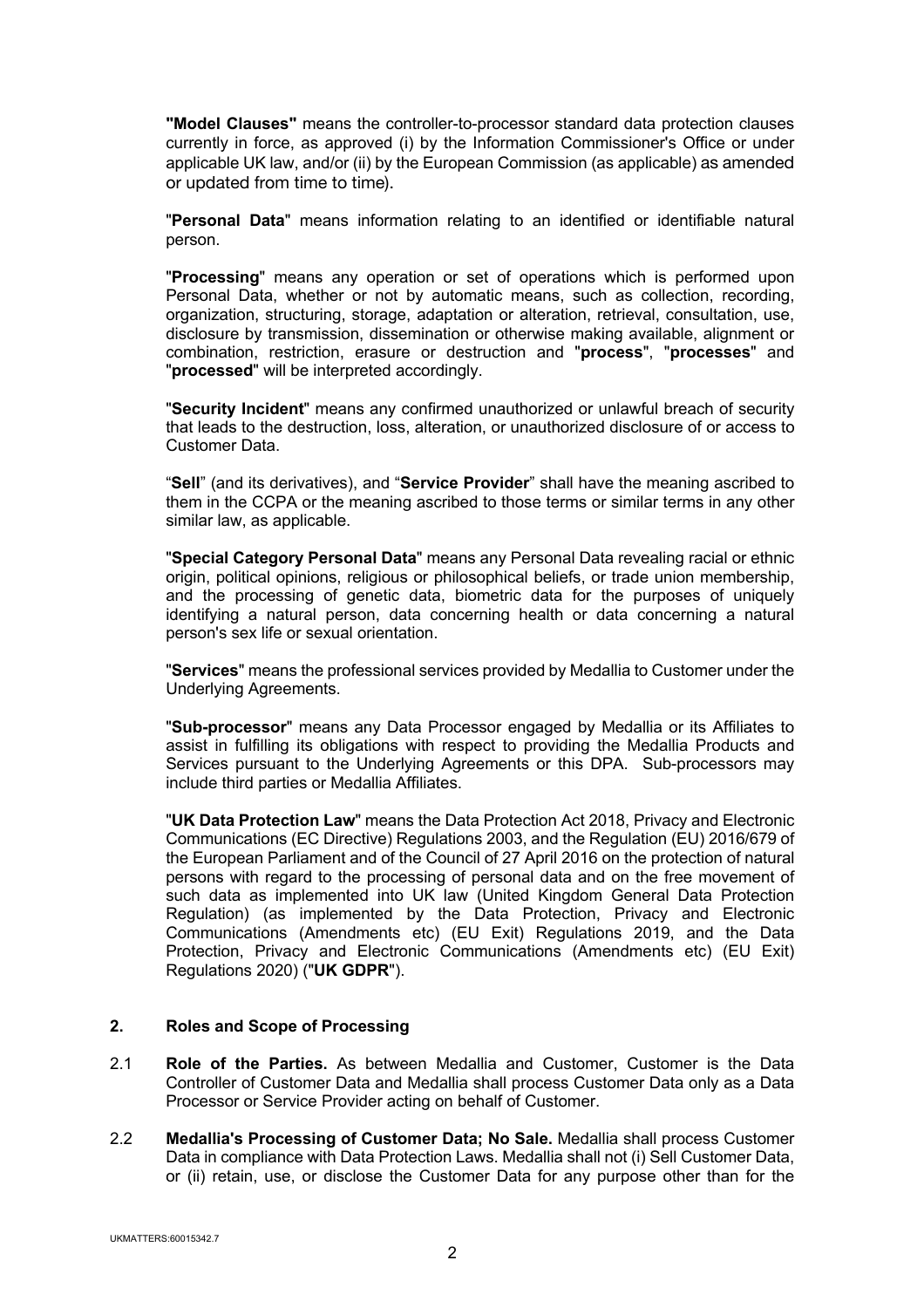**"Model Clauses"** means the controller-to-processor standard data protection clauses currently in force, as approved (i) by the Information Commissioner's Office or under applicable UK law, and/or (ii) by the European Commission (as applicable) as amended or updated from time to time).

"**Personal Data**" means information relating to an identified or identifiable natural person.

"**Processing**" means any operation or set of operations which is performed upon Personal Data, whether or not by automatic means, such as collection, recording, organization, structuring, storage, adaptation or alteration, retrieval, consultation, use, disclosure by transmission, dissemination or otherwise making available, alignment or combination, restriction, erasure or destruction and "**process**", "**processes**" and "**processed**" will be interpreted accordingly.

"**Security Incident**" means any confirmed unauthorized or unlawful breach of security that leads to the destruction, loss, alteration, or unauthorized disclosure of or access to Customer Data.

"**Sell**" (and its derivatives), and "**Service Provider**" shall have the meaning ascribed to them in the CCPA or the meaning ascribed to those terms or similar terms in any other similar law, as applicable.

"**Special Category Personal Data**" means any Personal Data revealing racial or ethnic origin, political opinions, religious or philosophical beliefs, or trade union membership, and the processing of genetic data, biometric data for the purposes of uniquely identifying a natural person, data concerning health or data concerning a natural person's sex life or sexual orientation.

"**Services**" means the professional services provided by Medallia to Customer under the Underlying Agreements.

"**Sub-processor**" means any Data Processor engaged by Medallia or its Affiliates to assist in fulfilling its obligations with respect to providing the Medallia Products and Services pursuant to the Underlying Agreements or this DPA. Sub-processors may include third parties or Medallia Affiliates.

"**UK Data Protection Law**" means the Data Protection Act 2018, Privacy and Electronic Communications (EC Directive) Regulations 2003, and the Regulation (EU) 2016/679 of the European Parliament and of the Council of 27 April 2016 on the protection of natural persons with regard to the processing of personal data and on the free movement of such data as implemented into UK law (United Kingdom General Data Protection Regulation) (as implemented by the Data Protection, Privacy and Electronic Communications (Amendments etc) (EU Exit) Regulations 2019, and the Data Protection, Privacy and Electronic Communications (Amendments etc) (EU Exit) Regulations 2020) ("**UK GDPR**").

## 2. Roles and Scope of Processing

2.1 **Role of the Parties.** As between Medallia and Customer, Customer is the Data Controller of Customer Data and Medallia shall process Customer Data only as a Data Processor or Service Provider acting on behalf of Customer.

2.2 **Medallia's Processing of Customer Data; No Sale.** Medallia shall process Customer Data in compliance with Data Protection Laws. Medallia shall not (i) Sell Customer Data, or (ii) retain, use, or disclose the Customer Data for any purpose other than for the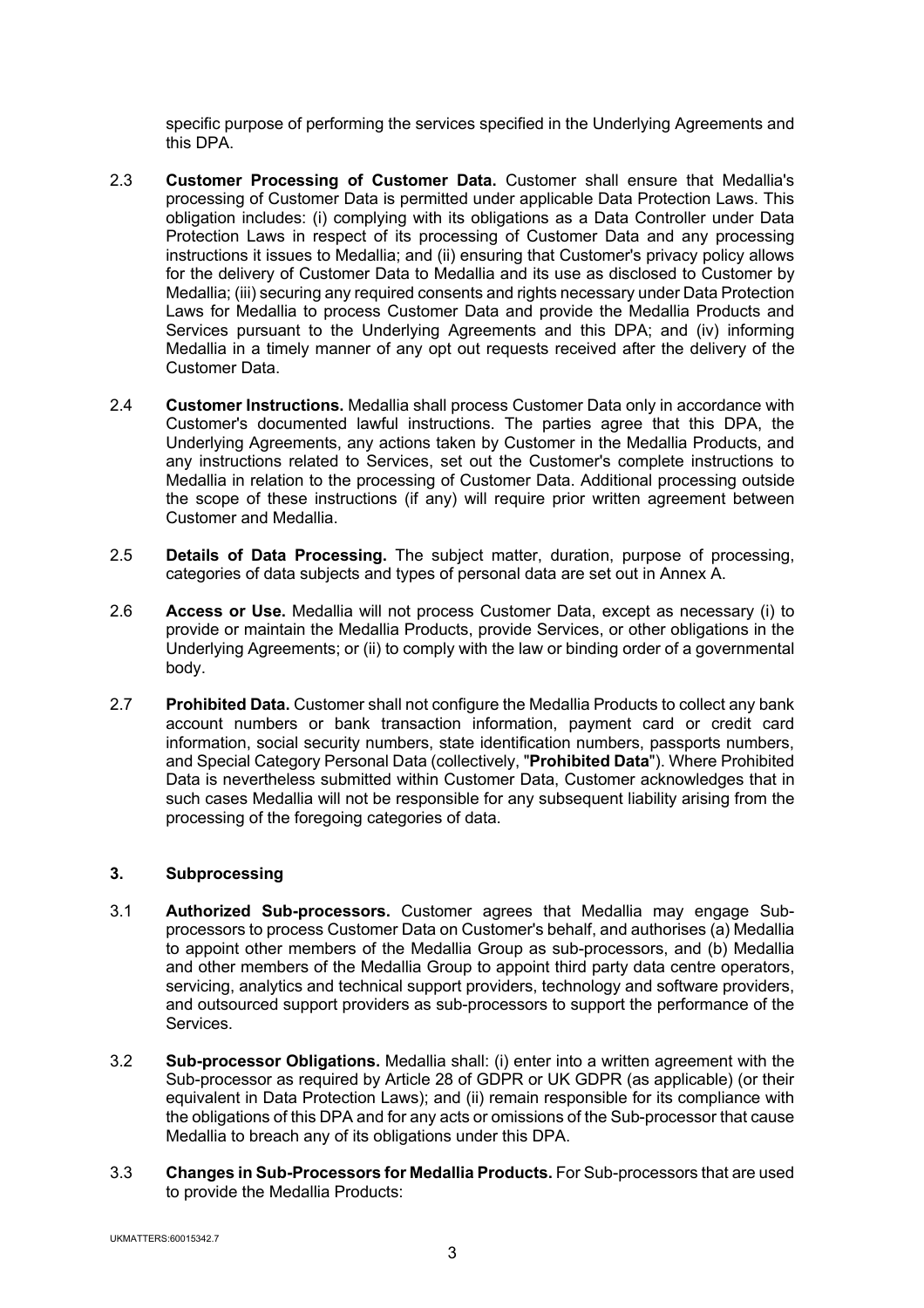specific purpose of performing the services specified in the Underlying Agreements and this DPA.

2.3 **Customer Processing of Customer Data.** Customer shall ensure that Medallia's processing of Customer Data is permitted under applicable Data Protection Laws. This obligation includes: (i) complying with its obligations as a Data Controller under Data Protection Laws in respect of its processing of Customer Data and any processing instructions it issues to Medallia; and (ii) ensuring that Customer's privacy policy allows for the delivery of Customer Data to Medallia and its use as disclosed to Customer by Medallia; (iii) securing any required consents and rights necessary under Data Protection Laws for Medallia to process Customer Data and provide the Medallia Products and Services pursuant to the Underlying Agreements and this DPA; and (iv) informing Medallia in a timely manner of any opt out requests received after the delivery of the Customer Data.

2.4 **Customer Instructions.** Medallia shall process Customer Data only in accordance with Customer's documented lawful instructions. The parties agree that this DPA, the Underlying Agreements, any actions taken by Customer in the Medallia Products, and any instructions related to Services, set out the Customer's complete instructions to Medallia in relation to the processing of Customer Data. Additional processing outside the scope of these instructions (if any) will require prior written agreement between Customer and Medallia.

2.5 **Details of Data Processing.** The subject matter, duration, purpose of processing, categories of data subjects and types of personal data are set out in Annex A.

2.6 **Access or Use.** Medallia will not process Customer Data, except as necessary (i) to provide or maintain the Medallia Products, provide Services, or other obligations in the Underlying Agreements; or (ii) to comply with the law or binding order of a governmental body.

2.7 **Prohibited Data.** Customer shall not configure the Medallia Products to collect any bank account numbers or bank transaction information, payment card or credit card information, social security numbers, state identification numbers, passports numbers, and Special Category Personal Data (collectively, "**Prohibited Data**"). Where Prohibited Data is nevertheless submitted within Customer Data, Customer acknowledges that in such cases Medallia will not be responsible for any subsequent liability arising from the processing of the foregoing categories of data.

## 3. Subprocessing

3.1 **Authorized Sub-processors.** Customer agrees that Medallia may engage Sub-processors to process Customer Data on Customer's behalf, and authorises (a) Medallia to appoint other members of the Medallia Group as sub-processors, and (b) Medallia and other members of the Medallia Group to appoint third party data centre operators, servicing, analytics and technical support providers, technology and software providers, and outsourced support providers as sub-processors to support the performance of the Services.

3.2 **Sub-processor Obligations.** Medallia shall: (i) enter into a written agreement with the Sub-processor as required by Article 28 of GDPR or UK GDPR (as applicable) (or their equivalent in Data Protection Laws); and (ii) remain responsible for its compliance with the obligations of this DPA and for any acts or omissions of the Sub-processor that cause Medallia to breach any of its obligations under this DPA.

3.3 **Changes in Sub-Processors for Medallia Products.** For Sub-processors that are used to provide the Medallia Products: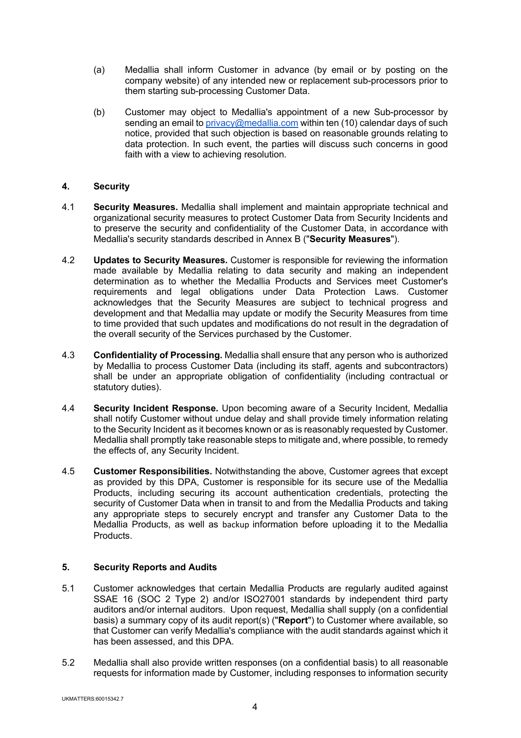(a) Medallia shall inform Customer in advance (by email or by posting on the company website) of any intended new or replacement sub-processors prior to them starting sub-processing Customer Data.

(b) Customer may object to Medallia's appointment of a new Sub-processor by sending an email to privacy@medallia.com within ten (10) calendar days of such notice, provided that such objection is based on reasonable grounds relating to data protection. In such event, the parties will discuss such concerns in good faith with a view to achieving resolution.

## 4. Security

4.1 **Security Measures.** Medallia shall implement and maintain appropriate technical and organizational security measures to protect Customer Data from Security Incidents and to preserve the security and confidentiality of the Customer Data, in accordance with Medallia's security standards described in Annex B ("**Security Measures**").

4.2 **Updates to Security Measures.** Customer is responsible for reviewing the information made available by Medallia relating to data security and making an independent determination as to whether the Medallia Products and Services meet Customer's requirements and legal obligations under Data Protection Laws. Customer acknowledges that the Security Measures are subject to technical progress and development and that Medallia may update or modify the Security Measures from time to time provided that such updates and modifications do not result in the degradation of the overall security of the Services purchased by the Customer.

4.3 **Confidentiality of Processing.** Medallia shall ensure that any person who is authorized by Medallia to process Customer Data (including its staff, agents and subcontractors) shall be under an appropriate obligation of confidentiality (including contractual or statutory duties).

4.4 **Security Incident Response.** Upon becoming aware of a Security Incident, Medallia shall notify Customer without undue delay and shall provide timely information relating to the Security Incident as it becomes known or as is reasonably requested by Customer. Medallia shall promptly take reasonable steps to mitigate and, where possible, to remedy the effects of, any Security Incident.

4.5 **Customer Responsibilities.** Notwithstanding the above, Customer agrees that except as provided by this DPA, Customer is responsible for its secure use of the Medallia Products, including securing its account authentication credentials, protecting the security of Customer Data when in transit to and from the Medallia Products and taking any appropriate steps to securely encrypt and transfer any Customer Data to the Medallia Products, as well as backup information before uploading it to the Medallia Products.

## 5. Security Reports and Audits

5.1 Customer acknowledges that certain Medallia Products are regularly audited against SSAE 16 (SOC 2 Type 2) and/or ISO27001 standards by independent third party auditors and/or internal auditors. Upon request, Medallia shall supply (on a confidential basis) a summary copy of its audit report(s) ("**Report**") to Customer where available, so that Customer can verify Medallia's compliance with the audit standards against which it has been assessed, and this DPA.

5.2 Medallia shall also provide written responses (on a confidential basis) to all reasonable requests for information made by Customer, including responses to information security

UKMATTERS:60015342.7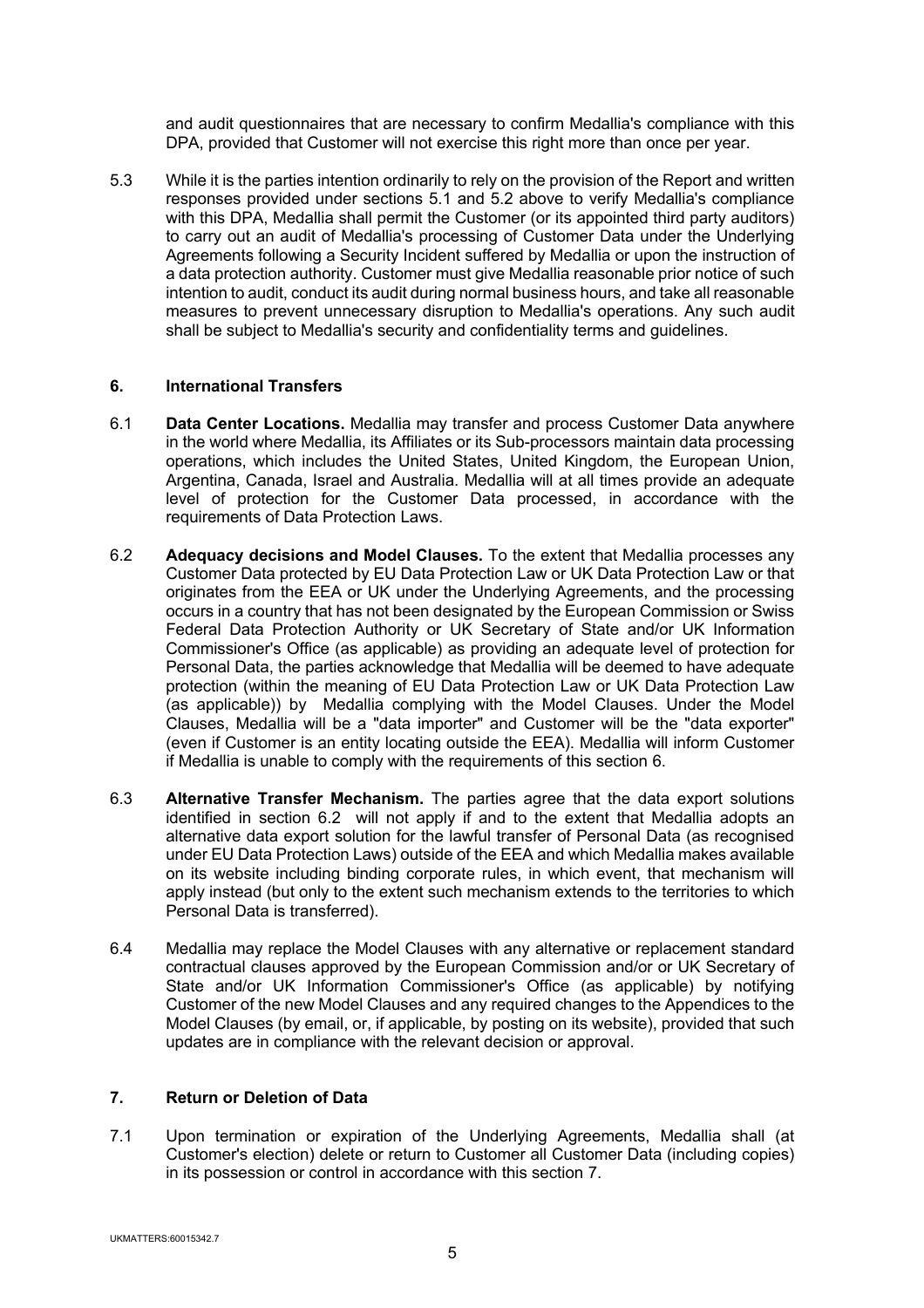and audit questionnaires that are necessary to confirm Medallia's compliance with this DPA, provided that Customer will not exercise this right more than once per year.

5.3 While it is the parties intention ordinarily to rely on the provision of the Report and written responses provided under sections 5.1 and 5.2 above to verify Medallia's compliance with this DPA, Medallia shall permit the Customer (or its appointed third party auditors) to carry out an audit of Medallia's processing of Customer Data under the Underlying Agreements following a Security Incident suffered by Medallia or upon the instruction of a data protection authority. Customer must give Medallia reasonable prior notice of such intention to audit, conduct its audit during normal business hours, and take all reasonable measures to prevent unnecessary disruption to Medallia's operations. Any such audit shall be subject to Medallia's security and confidentiality terms and guidelines.

## 6. International Transfers

6.1 **Data Center Locations.** Medallia may transfer and process Customer Data anywhere in the world where Medallia, its Affiliates or its Sub-processors maintain data processing operations, which includes the United States, United Kingdom, the European Union, Argentina, Canada, Israel and Australia. Medallia will at all times provide an adequate level of protection for the Customer Data processed, in accordance with the requirements of Data Protection Laws.

6.2 **Adequacy decisions and Model Clauses.** To the extent that Medallia processes any Customer Data protected by EU Data Protection Law or UK Data Protection Law or that originates from the EEA or UK under the Underlying Agreements, and the processing occurs in a country that has not been designated by the European Commission or Swiss Federal Data Protection Authority or UK Secretary of State and/or UK Information Commissioner's Office (as applicable) as providing an adequate level of protection for Personal Data, the parties acknowledge that Medallia will be deemed to have adequate protection (within the meaning of EU Data Protection Law or UK Data Protection Law (as applicable)) by Medallia complying with the Model Clauses. Under the Model Clauses, Medallia will be a "data importer" and Customer will be the "data exporter" (even if Customer is an entity locating outside the EEA). Medallia will inform Customer if Medallia is unable to comply with the requirements of this section 6.

6.3 **Alternative Transfer Mechanism.** The parties agree that the data export solutions identified in section 6.2 will not apply if and to the extent that Medallia adopts an alternative data export solution for the lawful transfer of Personal Data (as recognised under EU Data Protection Laws) outside of the EEA and which Medallia makes available on its website including binding corporate rules, in which event, that mechanism will apply instead (but only to the extent such mechanism extends to the territories to which Personal Data is transferred).

6.4 Medallia may replace the Model Clauses with any alternative or replacement standard contractual clauses approved by the European Commission and/or or UK Secretary of State and/or UK Information Commissioner's Office (as applicable) by notifying Customer of the new Model Clauses and any required changes to the Appendices to the Model Clauses (by email, or, if applicable, by posting on its website), provided that such updates are in compliance with the relevant decision or approval.

## 7. Return or Deletion of Data

7.1 Upon termination or expiration of the Underlying Agreements, Medallia shall (at Customer's election) delete or return to Customer all Customer Data (including copies) in its possession or control in accordance with this section 7.

UKMATTERS:60015342.7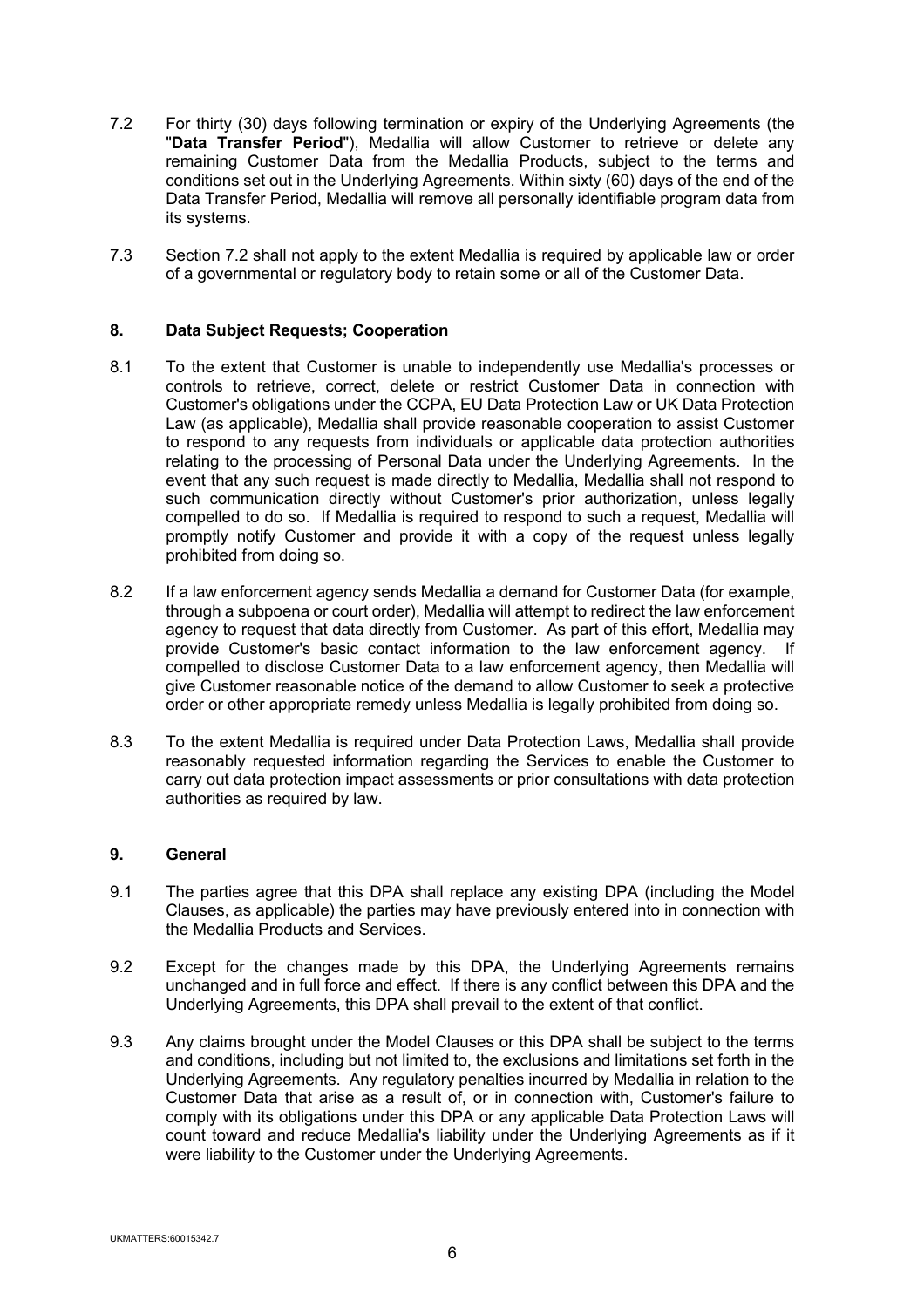7.2 For thirty (30) days following termination or expiry of the Underlying Agreements (the "**Data Transfer Period**"), Medallia will allow Customer to retrieve or delete any remaining Customer Data from the Medallia Products, subject to the terms and conditions set out in the Underlying Agreements. Within sixty (60) days of the end of the Data Transfer Period, Medallia will remove all personally identifiable program data from its systems.

7.3 Section 7.2 shall not apply to the extent Medallia is required by applicable law or order of a governmental or regulatory body to retain some or all of the Customer Data.

## 8. Data Subject Requests; Cooperation

8.1 To the extent that Customer is unable to independently use Medallia's processes or controls to retrieve, correct, delete or restrict Customer Data in connection with Customer's obligations under the CCPA, EU Data Protection Law or UK Data Protection Law (as applicable), Medallia shall provide reasonable cooperation to assist Customer to respond to any requests from individuals or applicable data protection authorities relating to the processing of Personal Data under the Underlying Agreements. In the event that any such request is made directly to Medallia, Medallia shall not respond to such communication directly without Customer's prior authorization, unless legally compelled to do so. If Medallia is required to respond to such a request, Medallia will promptly notify Customer and provide it with a copy of the request unless legally prohibited from doing so.

8.2 If a law enforcement agency sends Medallia a demand for Customer Data (for example, through a subpoena or court order), Medallia will attempt to redirect the law enforcement agency to request that data directly from Customer. As part of this effort, Medallia may provide Customer's basic contact information to the law enforcement agency. If compelled to disclose Customer Data to a law enforcement agency, then Medallia will give Customer reasonable notice of the demand to allow Customer to seek a protective order or other appropriate remedy unless Medallia is legally prohibited from doing so.

8.3 To the extent Medallia is required under Data Protection Laws, Medallia shall provide reasonably requested information regarding the Services to enable the Customer to carry out data protection impact assessments or prior consultations with data protection authorities as required by law.

## 9. General

9.1 The parties agree that this DPA shall replace any existing DPA (including the Model Clauses, as applicable) the parties may have previously entered into in connection with the Medallia Products and Services.

9.2 Except for the changes made by this DPA, the Underlying Agreements remains unchanged and in full force and effect. If there is any conflict between this DPA and the Underlying Agreements, this DPA shall prevail to the extent of that conflict.

9.3 Any claims brought under the Model Clauses or this DPA shall be subject to the terms and conditions, including but not limited to, the exclusions and limitations set forth in the Underlying Agreements. Any regulatory penalties incurred by Medallia in relation to the Customer Data that arise as a result of, or in connection with, Customer's failure to comply with its obligations under this DPA or any applicable Data Protection Laws will count toward and reduce Medallia's liability under the Underlying Agreements as if it were liability to the Customer under the Underlying Agreements.

UKMATTERS:60015342.7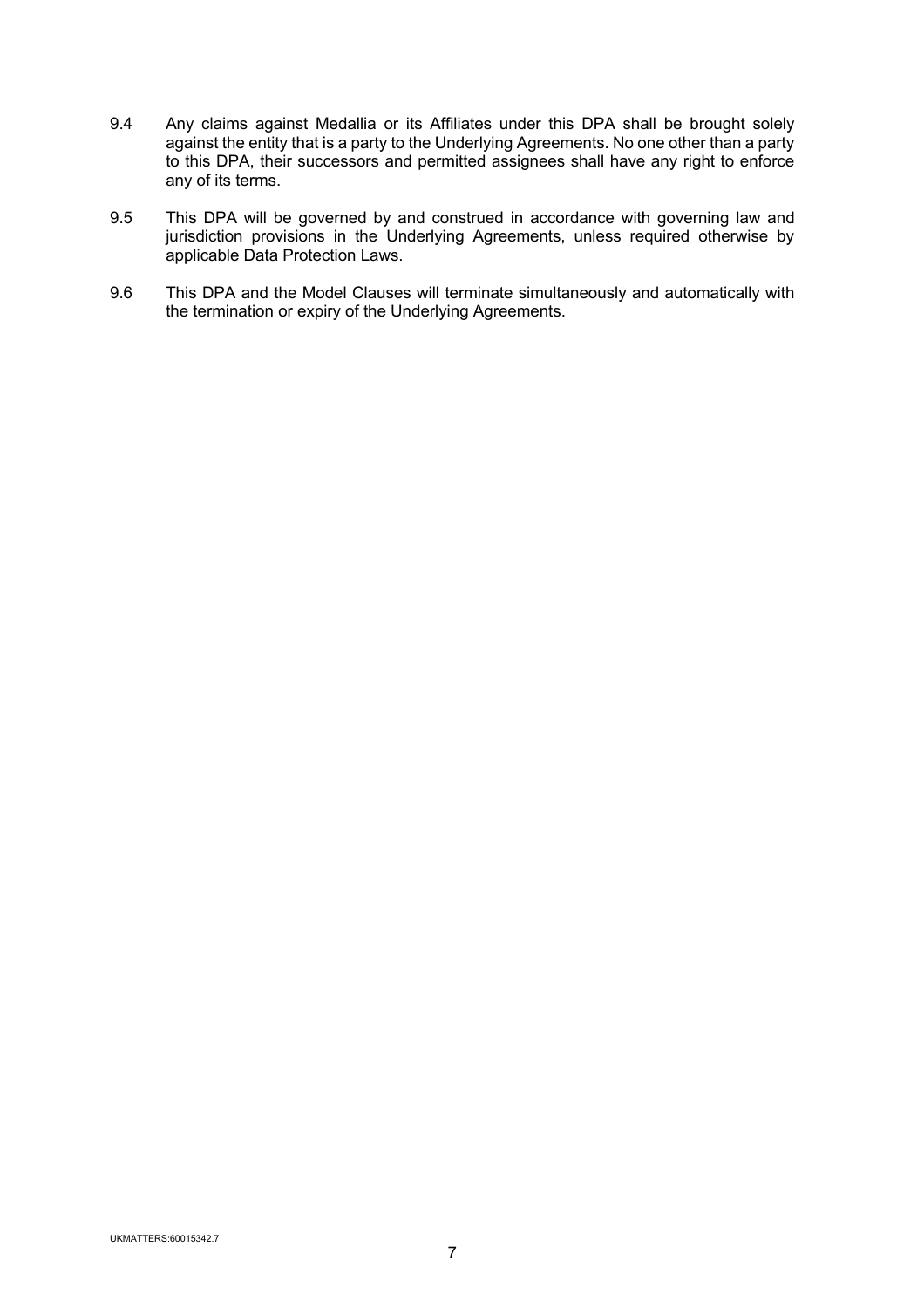9.4 Any claims against Medallia or its Affiliates under this DPA shall be brought solely against the entity that is a party to the Underlying Agreements. No one other than a party to this DPA, their successors and permitted assignees shall have any right to enforce any of its terms.

9.5 This DPA will be governed by and construed in accordance with governing law and jurisdiction provisions in the Underlying Agreements, unless required otherwise by applicable Data Protection Laws.

9.6 This DPA and the Model Clauses will terminate simultaneously and automatically with the termination or expiry of the Underlying Agreements.

UKMATTERS:60015342.7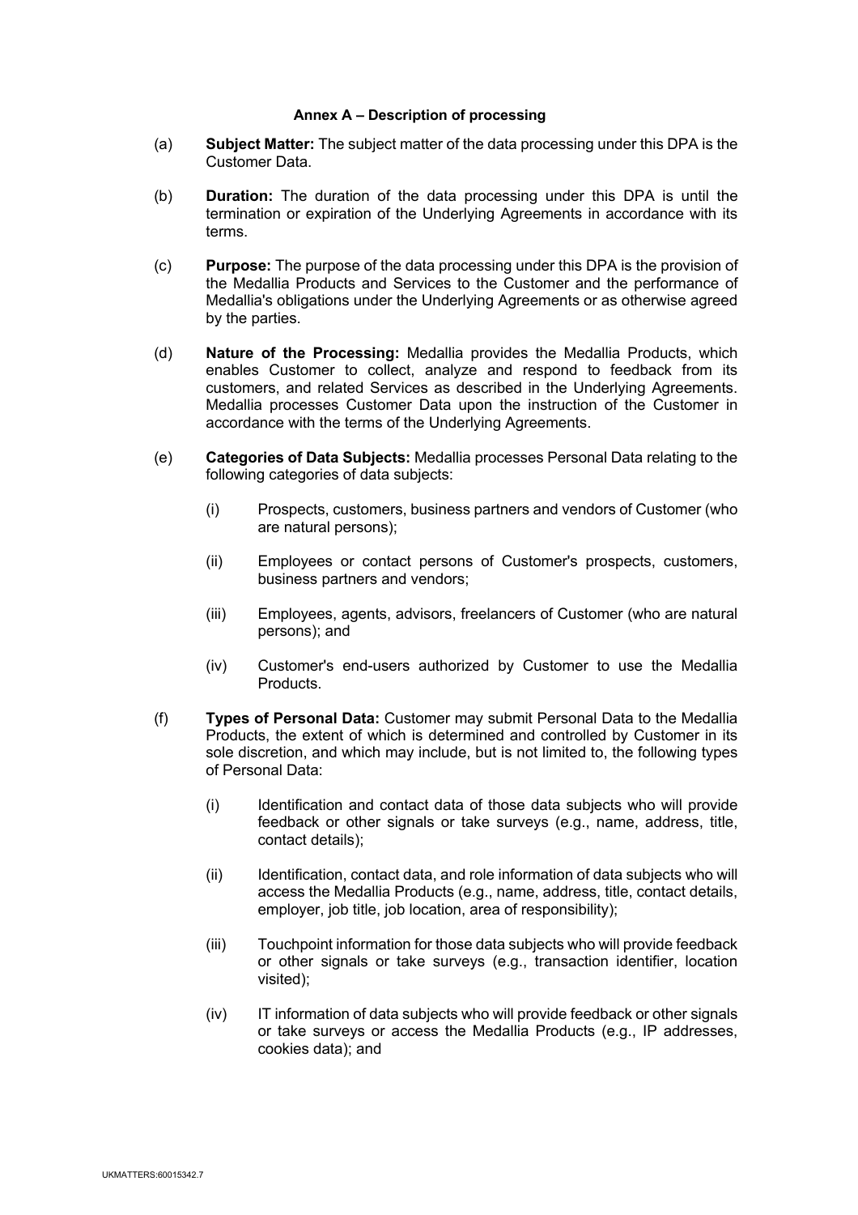**Annex A – Description of processing**

(a) **Subject Matter:** The subject matter of the data processing under this DPA is the Customer Data.

(b) **Duration:** The duration of the data processing under this DPA is until the termination or expiration of the Underlying Agreements in accordance with its terms.

(c) **Purpose:** The purpose of the data processing under this DPA is the provision of the Medallia Products and Services to the Customer and the performance of Medallia's obligations under the Underlying Agreements or as otherwise agreed by the parties.

(d) **Nature of the Processing:** Medallia provides the Medallia Products, which enables Customer to collect, analyze and respond to feedback from its customers, and related Services as described in the Underlying Agreements. Medallia processes Customer Data upon the instruction of the Customer in accordance with the terms of the Underlying Agreements.

(e) **Categories of Data Subjects:** Medallia processes Personal Data relating to the following categories of data subjects:

(i) Prospects, customers, business partners and vendors of Customer (who are natural persons);

(ii) Employees or contact persons of Customer's prospects, customers, business partners and vendors;

(iii) Employees, agents, advisors, freelancers of Customer (who are natural persons); and

(iv) Customer's end-users authorized by Customer to use the Medallia Products.

(f) **Types of Personal Data:** Customer may submit Personal Data to the Medallia Products, the extent of which is determined and controlled by Customer in its sole discretion, and which may include, but is not limited to, the following types of Personal Data:

(i) Identification and contact data of those data subjects who will provide feedback or other signals or take surveys (e.g., name, address, title, contact details);

(ii) Identification, contact data, and role information of data subjects who will access the Medallia Products (e.g., name, address, title, contact details, employer, job title, job location, area of responsibility);

(iii) Touchpoint information for those data subjects who will provide feedback or other signals or take surveys (e.g., transaction identifier, location visited);

(iv) IT information of data subjects who will provide feedback or other signals or take surveys or access the Medallia Products (e.g., IP addresses, cookies data); and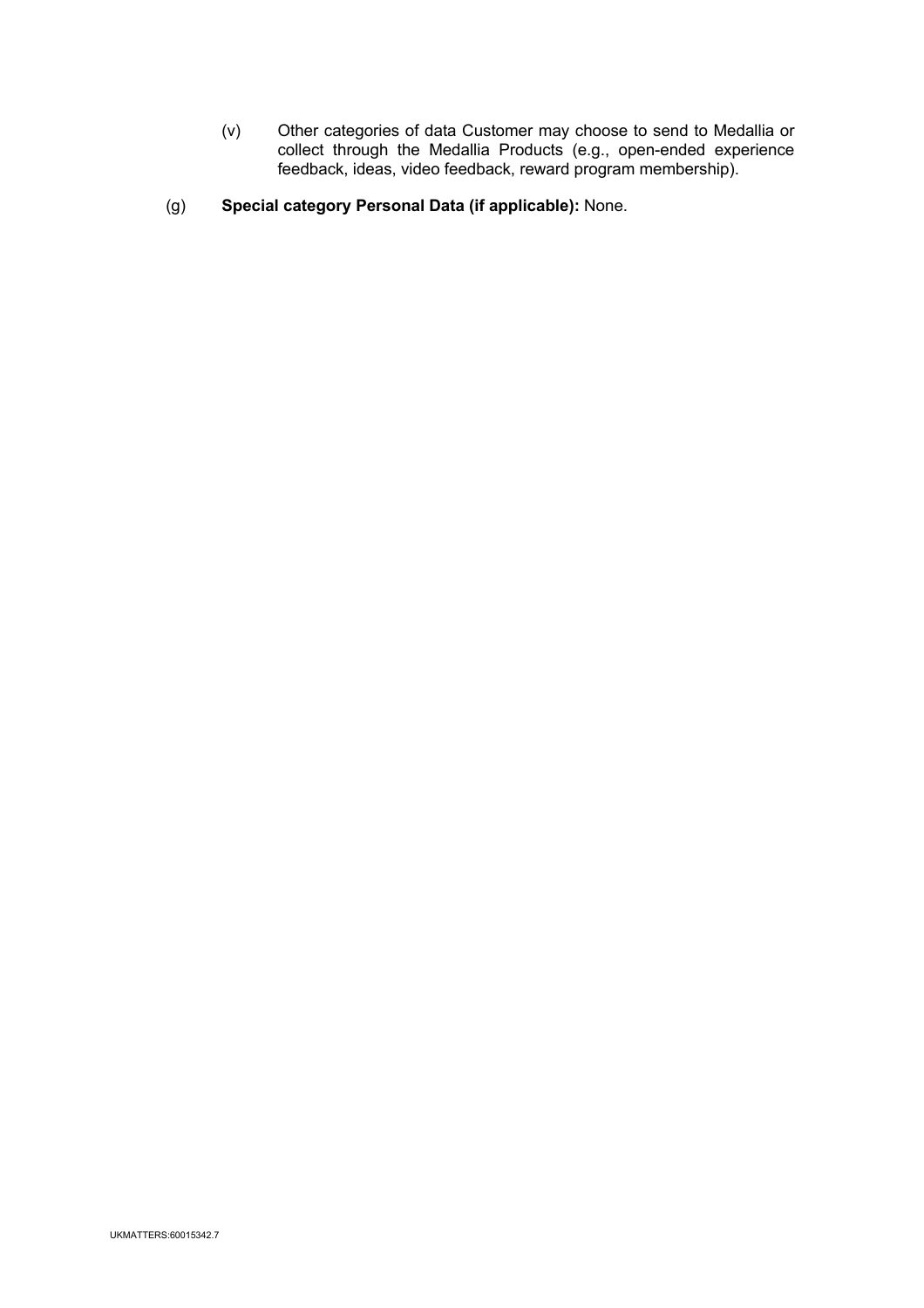(v) Other categories of data Customer may choose to send to Medallia or collect through the Medallia Products (e.g., open-ended experience feedback, ideas, video feedback, reward program membership).

(g) **Special category Personal Data (if applicable):** None.

UKMATTERS:60015342.7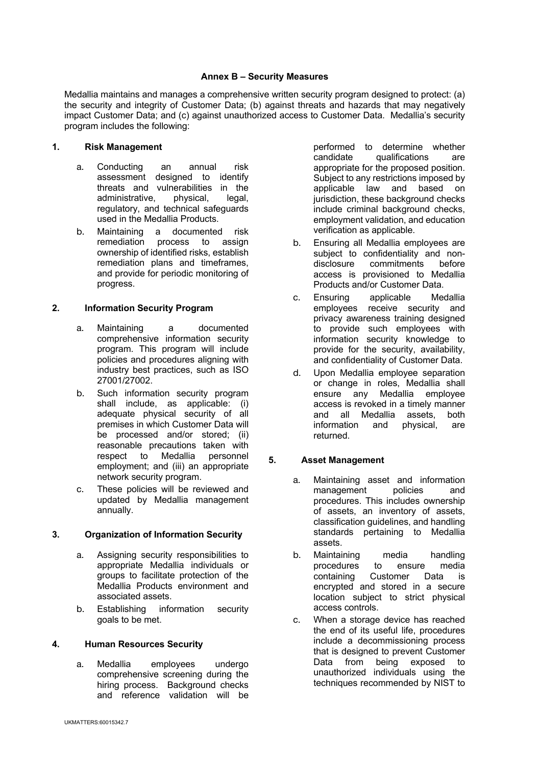**Annex B – Security Measures**

Medallia maintains and manages a comprehensive written security program designed to protect: (a) the security and integrity of Customer Data; (b) against threats and hazards that may negatively impact Customer Data; and (c) against unauthorized access to Customer Data. Medallia's security program includes the following:

**1. Risk Management**

a. Conducting an annual risk assessment designed to identify threats and vulnerabilities in the administrative, physical, legal, regulatory, and technical safeguards used in the Medallia Products.

b. Maintaining a documented risk remediation process to assign ownership of identified risks, establish remediation plans and timeframes, and provide for periodic monitoring of progress.

**2. Information Security Program**

a. Maintaining a documented comprehensive information security program. This program will include policies and procedures aligning with industry best practices, such as ISO 27001/27002.

b. Such information security program shall include, as applicable: (i) adequate physical security of all premises in which Customer Data will be processed and/or stored; (ii) reasonable precautions taken with respect to Medallia personnel employment; and (iii) an appropriate network security program.

c. These policies will be reviewed and updated by Medallia management annually.

**3. Organization of Information Security**

a. Assigning security responsibilities to appropriate Medallia individuals or groups to facilitate protection of the Medallia Products environment and associated assets.

b. Establishing information security goals to be met.

**4. Human Resources Security**

a. Medallia employees undergo comprehensive screening during the hiring process. Background checks and reference validation will be performed to determine whether candidate qualifications are appropriate for the proposed position. Subject to any restrictions imposed by applicable law and based on jurisdiction, these background checks include criminal background checks, employment validation, and education verification as applicable.

b. Ensuring all Medallia employees are subject to confidentiality and non-disclosure commitments before access is provisioned to Medallia Products and/or Customer Data.

c. Ensuring applicable Medallia employees receive security and privacy awareness training designed to provide such employees with information security knowledge to provide for the security, availability, and confidentiality of Customer Data.

d. Upon Medallia employee separation or change in roles, Medallia shall ensure any Medallia employee access is revoked in a timely manner and all Medallia assets, both information and physical, are returned.

**5. Asset Management**

a. Maintaining asset and information management policies and procedures. This includes ownership of assets, an inventory of assets, classification guidelines, and handling standards pertaining to Medallia assets.

b. Maintaining media handling procedures to ensure media containing Customer Data is encrypted and stored in a secure location subject to strict physical access controls.

c. When a storage device has reached the end of its useful life, procedures include a decommissioning process that is designed to prevent Customer Data from being exposed to unauthorized individuals using the techniques recommended by NIST to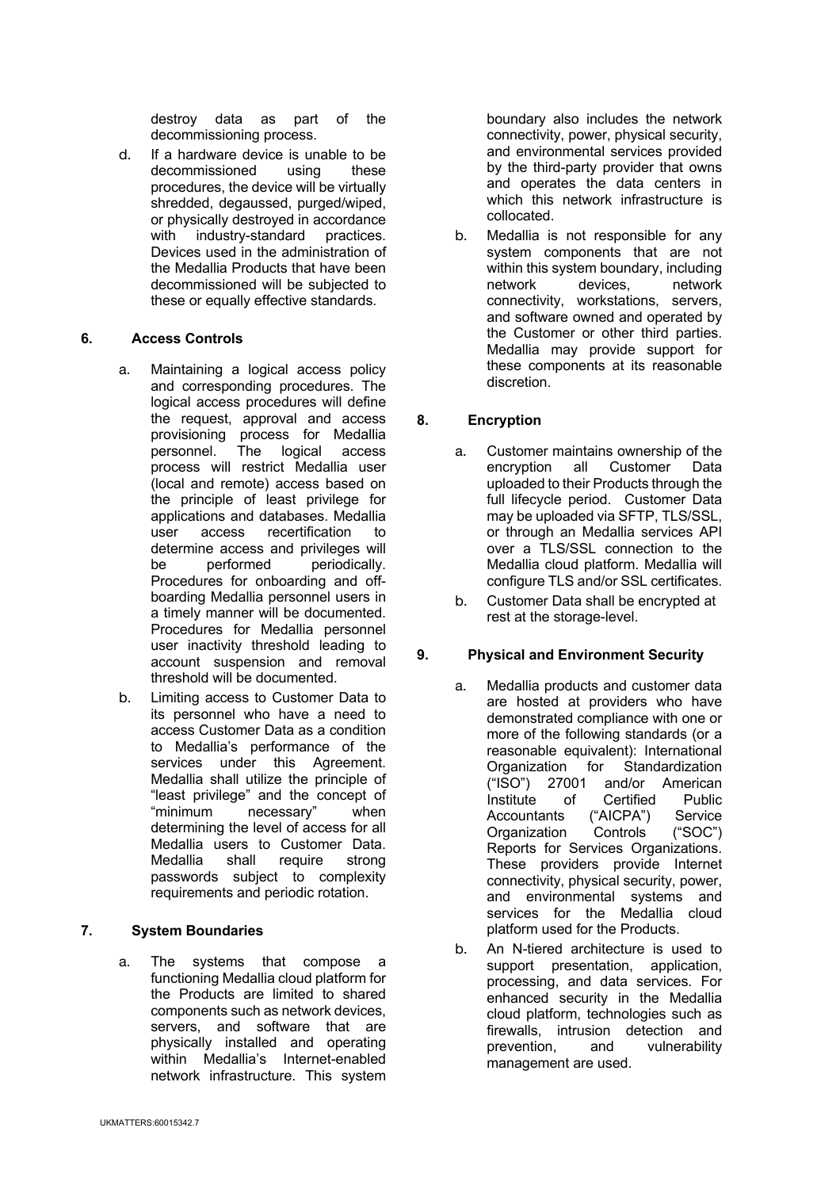destroy data as part of the decommissioning process.

d. If a hardware device is unable to be decommissioned using these procedures, the device will be virtually shredded, degaussed, purged/wiped, or physically destroyed in accordance with industry-standard practices. Devices used in the administration of the Medallia Products that have been decommissioned will be subjected to these or equally effective standards.

**6. Access Controls**

a. Maintaining a logical access policy and corresponding procedures. The logical access procedures will define the request, approval and access provisioning process for Medallia personnel. The logical access process will restrict Medallia user (local and remote) access based on the principle of least privilege for applications and databases. Medallia user access recertification to determine access and privileges will be performed periodically. Procedures for onboarding and off-boarding Medallia personnel users in a timely manner will be documented. Procedures for Medallia personnel user inactivity threshold leading to account suspension and removal threshold will be documented.

b. Limiting access to Customer Data to its personnel who have a need to access Customer Data as a condition to Medallia's performance of the services under this Agreement. Medallia shall utilize the principle of "least privilege" and the concept of "minimum necessary" when determining the level of access for all Medallia users to Customer Data. Medallia shall require strong passwords subject to complexity requirements and periodic rotation.

**7. System Boundaries**

a. The systems that compose a functioning Medallia cloud platform for the Products are limited to shared components such as network devices, servers, and software that are physically installed and operating within Medallia's Internet-enabled network infrastructure. This system boundary also includes the network connectivity, power, physical security, and environmental services provided by the third-party provider that owns and operates the data centers in which this network infrastructure is collocated.

b. Medallia is not responsible for any system components that are not within this system boundary, including network devices, network connectivity, workstations, servers, and software owned and operated by the Customer or other third parties. Medallia may provide support for these components at its reasonable discretion.

**8. Encryption**

a. Customer maintains ownership of the encryption all Customer Data uploaded to their Products through the full lifecycle period. Customer Data may be uploaded via SFTP, TLS/SSL, or through an Medallia services API over a TLS/SSL connection to the Medallia cloud platform. Medallia will configure TLS and/or SSL certificates.

b. Customer Data shall be encrypted at rest at the storage-level.

**9. Physical and Environment Security**

a. Medallia products and customer data are hosted at providers who have demonstrated compliance with one or more of the following standards (or a reasonable equivalent): International Organization for Standardization ("ISO") 27001 and/or American Institute of Certified Public Accountants ("AICPA") Service Organization Controls ("SOC") Reports for Services Organizations. These providers provide Internet connectivity, physical security, power, and environmental systems and services for the Medallia cloud platform used for the Products.

b. An N-tiered architecture is used to support presentation, application, processing, and data services. For enhanced security in the Medallia cloud platform, technologies such as firewalls, intrusion detection and prevention, and vulnerability management are used.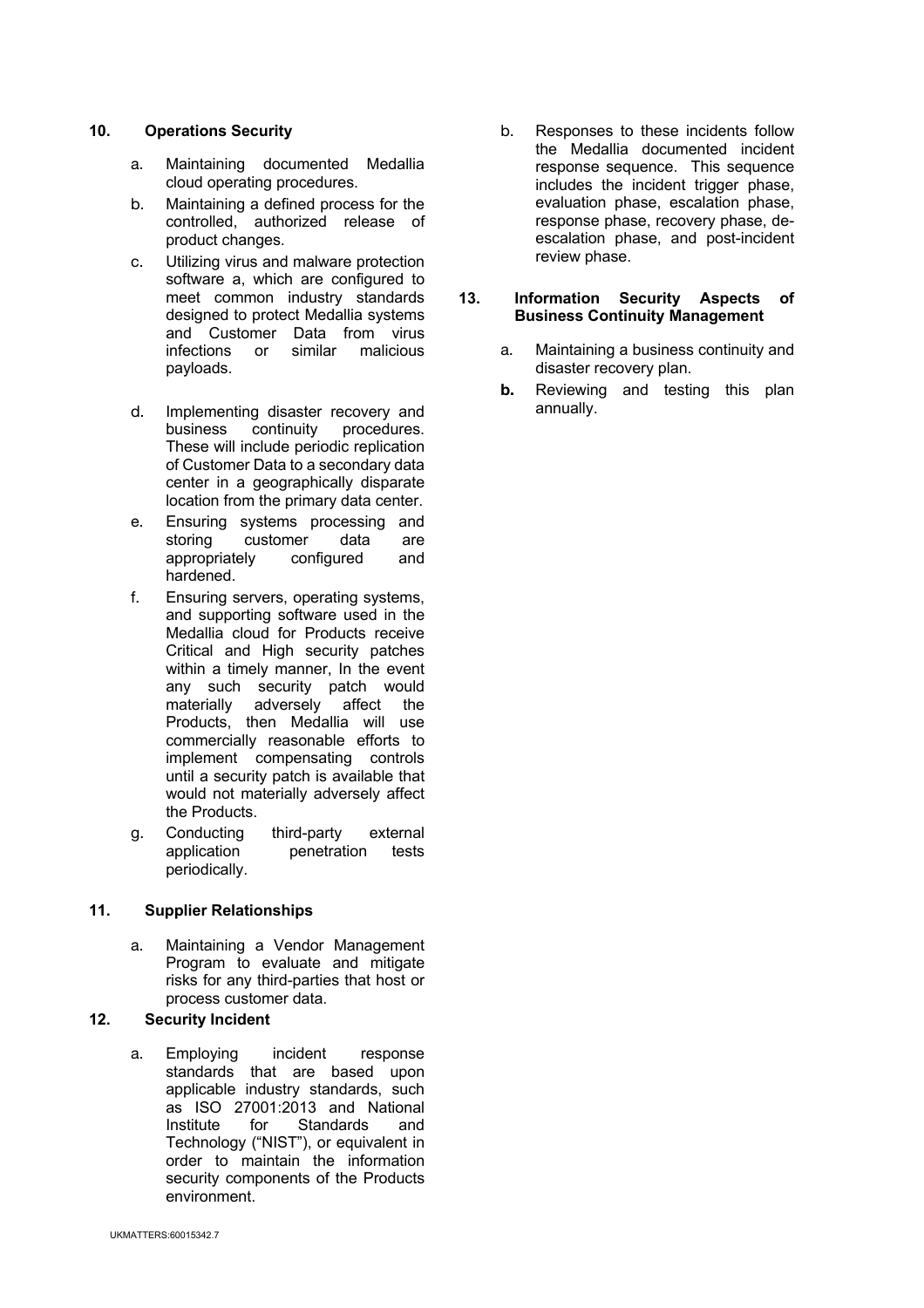## 10. Operations Security

a. Maintaining documented Medallia cloud operating procedures.

b. Maintaining a defined process for the controlled, authorized release of product changes.

c. Utilizing virus and malware protection software a, which are configured to meet common industry standards designed to protect Medallia systems and Customer Data from virus infections or similar malicious payloads.

d. Implementing disaster recovery and business continuity procedures. These will include periodic replication of Customer Data to a secondary data center in a geographically disparate location from the primary data center.

e. Ensuring systems processing and storing customer data are appropriately configured and hardened.

f. Ensuring servers, operating systems, and supporting software used in the Medallia cloud for Products receive Critical and High security patches within a timely manner, In the event any such security patch would materially adversely affect the Products, then Medallia will use commercially reasonable efforts to implement compensating controls until a security patch is available that would not materially adversely affect the Products.

g. Conducting third-party external application penetration tests periodically.

## 11. Supplier Relationships

a. Maintaining a Vendor Management Program to evaluate and mitigate risks for any third-parties that host or process customer data.

## 12. Security Incident

a. Employing incident response standards that are based upon applicable industry standards, such as ISO 27001:2013 and National Institute for Standards and Technology ("NIST"), or equivalent in order to maintain the information security components of the Products environment.

b. Responses to these incidents follow the Medallia documented incident response sequence. This sequence includes the incident trigger phase, evaluation phase, escalation phase, response phase, recovery phase, de-escalation phase, and post-incident review phase.

## 13. Information Security Aspects of Business Continuity Management

a. Maintaining a business continuity and disaster recovery plan.

**b.** Reviewing and testing this plan annually.

UKMATTERS:60015342.7